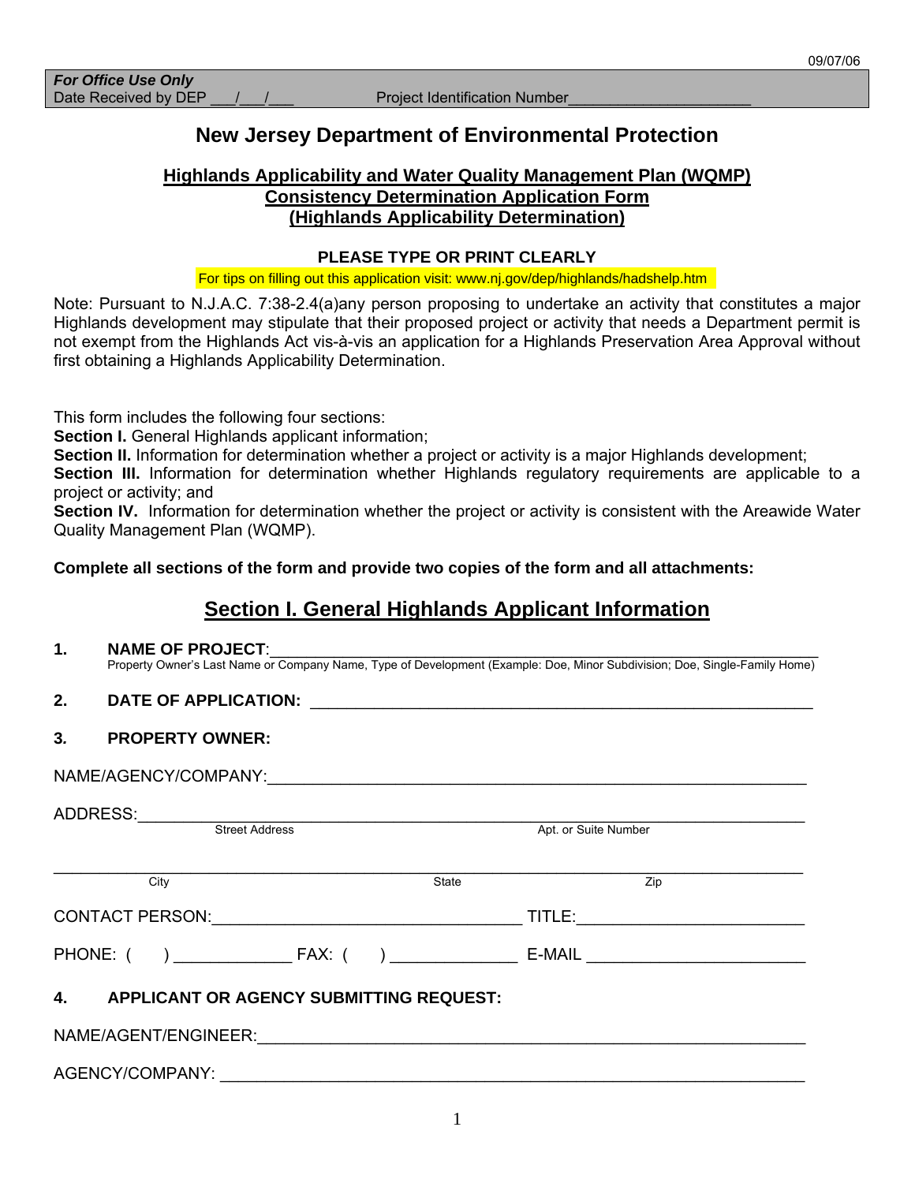09/07/06

***For Office Use Only***
Date Received by DEP ___/___/___ Project Identification Number_____________________

# New Jersey Department of Environmental Protection

## Highlands Applicability and Water Quality Management Plan (WQMP) Consistency Determination Application Form (Highlands Applicability Determination)

**PLEASE TYPE OR PRINT CLEARLY**

For tips on filling out this application visit: www.nj.gov/dep/highlands/hadshelp.htm

Note: Pursuant to N.J.A.C. 7:38-2.4(a)any person proposing to undertake an activity that constitutes a major Highlands development may stipulate that their proposed project or activity that needs a Department permit is not exempt from the Highlands Act vis-à-vis an application for a Highlands Preservation Area Approval without first obtaining a Highlands Applicability Determination.

This form includes the following four sections:

**Section I.** General Highlands applicant information;

**Section II.** Information for determination whether a project or activity is a major Highlands development;

**Section III.** Information for determination whether Highlands regulatory requirements are applicable to a project or activity; and

**Section IV.** Information for determination whether the project or activity is consistent with the Areawide Water Quality Management Plan (WQMP).

**Complete all sections of the form and provide two copies of the form and all attachments:**

## Section I. General Highlands Applicant Information

**1. NAME OF PROJECT**:_____________________________________________________________
Property Owner's Last Name or Company Name, Type of Development (Example: Doe, Minor Subdivision; Doe, Single-Family Home)

**2. DATE OF APPLICATION:** ________________________________________________________

**3. PROPERTY OWNER:**

NAME/AGENCY/COMPANY:___________________________________________________________

ADDRESS:_________________________________________________________________________
Street Address Apt. or Suite Number

_________________________________________________________________________________
City State Zip

CONTACT PERSON:_________________________________ TITLE:________________________

PHONE: (     ) _____________ FAX: (     ) ______________ E-MAIL _______________________

**4. APPLICANT OR AGENCY SUBMITTING REQUEST:**

NAME/AGENT/ENGINEER:____________________________________________________________

AGENCY/COMPANY: ________________________________________________________________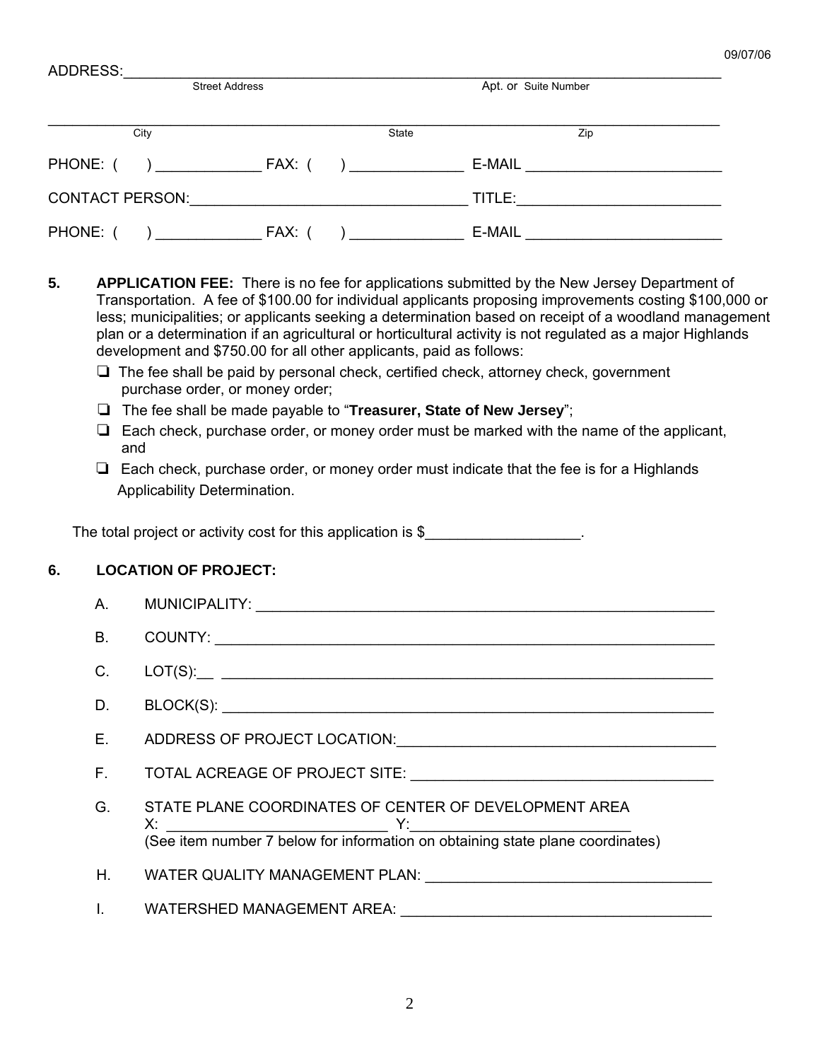09/07/06

ADDRESS:_______________________________________________________________________
Street Address                                                    Apt. or Suite Number

_______________________________________________________________________________
City                                        State                              Zip

PHONE: (      ) _____________ FAX: (      ) ______________ E-MAIL ________________________

CONTACT PERSON:_________________________________ TITLE:________________________

PHONE: (      ) _____________ FAX: (      ) ______________ E-MAIL ________________________

**5. APPLICATION FEE:** There is no fee for applications submitted by the New Jersey Department of Transportation. A fee of $100.00 for individual applicants proposing improvements costing $100,000 or less; municipalities; or applicants seeking a determination based on receipt of a woodland management plan or a determination if an agricultural or horticultural activity is not regulated as a major Highlands development and $750.00 for all other applicants, paid as follows:

- ❑ The fee shall be paid by personal check, certified check, attorney check, government purchase order, or money order;
- ❑ The fee shall be made payable to "**Treasurer, State of New Jersey**";
- ❑ Each check, purchase order, or money order must be marked with the name of the applicant, and
- ❑ Each check, purchase order, or money order must indicate that the fee is for a Highlands Applicability Determination.

The total project or activity cost for this application is $__________________.

**6. LOCATION OF PROJECT:**

A. MUNICIPALITY: _______________________________________________________

B. COUNTY: ____________________________________________________________

C. LOT(S):__ ____________________________________________________________

D. BLOCK(S): ___________________________________________________________

E. ADDRESS OF PROJECT LOCATION:_____________________________________

F. TOTAL ACREAGE OF PROJECT SITE: ___________________________________

G. STATE PLANE COORDINATES OF CENTER OF DEVELOPMENT AREA
X: __________________________ Y:__________________________
(See item number 7 below for information on obtaining state plane coordinates)

H. WATER QUALITY MANAGEMENT PLAN: __________________________________

I. WATERSHED MANAGEMENT AREA: _____________________________________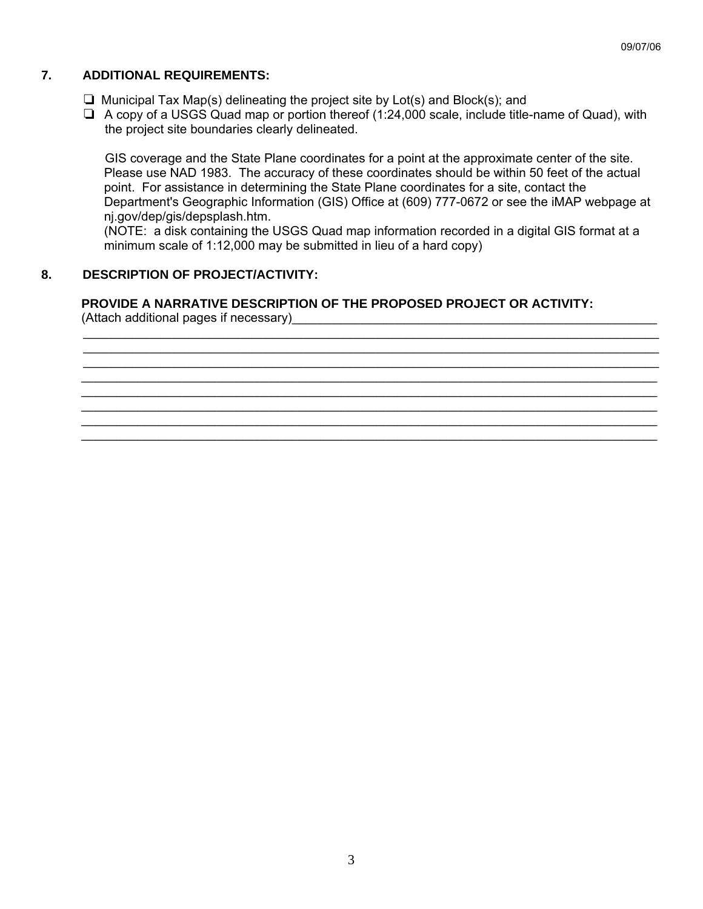09/07/06

## 7. ADDITIONAL REQUIREMENTS:

- ❑ Municipal Tax Map(s) delineating the project site by Lot(s) and Block(s); and
- ❑ A copy of a USGS Quad map or portion thereof (1:24,000 scale, include title-name of Quad), with the project site boundaries clearly delineated.

GIS coverage and the State Plane coordinates for a point at the approximate center of the site. Please use NAD 1983. The accuracy of these coordinates should be within 50 feet of the actual point. For assistance in determining the State Plane coordinates for a site, contact the Department's Geographic Information (GIS) Office at (609) 777-0672 or see the iMAP webpage at nj.gov/dep/gis/depsplash.htm.
(NOTE: a disk containing the USGS Quad map information recorded in a digital GIS format at a minimum scale of 1:12,000 may be submitted in lieu of a hard copy)

## 8. DESCRIPTION OF PROJECT/ACTIVITY:

**PROVIDE A NARRATIVE DESCRIPTION OF THE PROPOSED PROJECT OR ACTIVITY:**
(Attach additional pages if necessary)______________________________________________________
____________________________________________________________________________________
____________________________________________________________________________________
____________________________________________________________________________________
____________________________________________________________________________________
____________________________________________________________________________________
____________________________________________________________________________________
____________________________________________________________________________________
____________________________________________________________________________________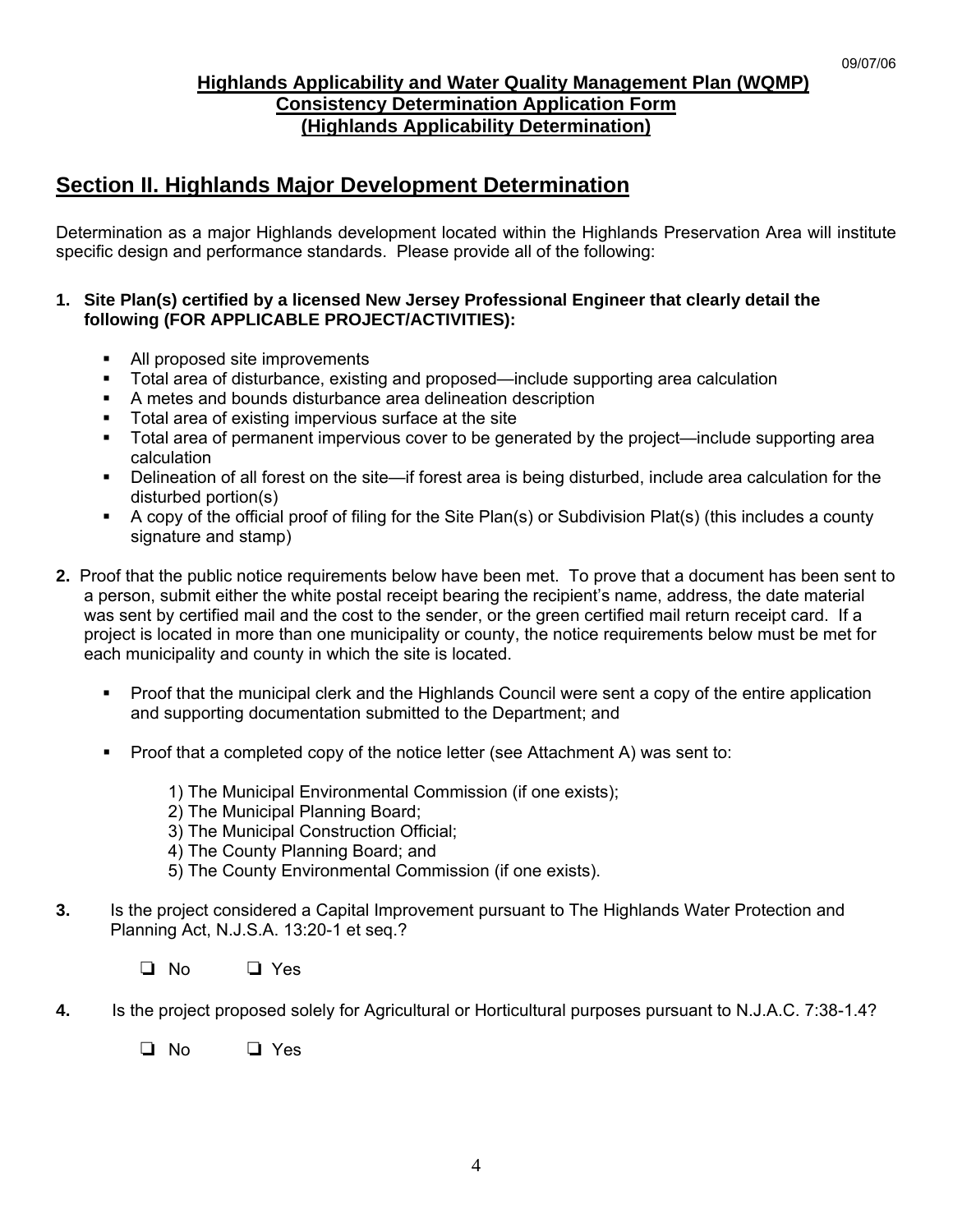**Highlands Applicability and Water Quality Management Plan (WQMP) Consistency Determination Application Form (Highlands Applicability Determination)**

## Section II. Highlands Major Development Determination

Determination as a major Highlands development located within the Highlands Preservation Area will institute specific design and performance standards. Please provide all of the following:

1. **Site Plan(s) certified by a licensed New Jersey Professional Engineer that clearly detail the following (FOR APPLICABLE PROJECT/ACTIVITIES):**

   - All proposed site improvements
   - Total area of disturbance, existing and proposed—include supporting area calculation
   - A metes and bounds disturbance area delineation description
   - Total area of existing impervious surface at the site
   - Total area of permanent impervious cover to be generated by the project—include supporting area calculation
   - Delineation of all forest on the site—if forest area is being disturbed, include area calculation for the disturbed portion(s)
   - A copy of the official proof of filing for the Site Plan(s) or Subdivision Plat(s) (this includes a county signature and stamp)

2. Proof that the public notice requirements below have been met. To prove that a document has been sent to a person, submit either the white postal receipt bearing the recipient's name, address, the date material was sent by certified mail and the cost to the sender, or the green certified mail return receipt card. If a project is located in more than one municipality or county, the notice requirements below must be met for each municipality and county in which the site is located.

   - Proof that the municipal clerk and the Highlands Council were sent a copy of the entire application and supporting documentation submitted to the Department; and

   - Proof that a completed copy of the notice letter (see Attachment A) was sent to:

     1) The Municipal Environmental Commission (if one exists);
     2) The Municipal Planning Board;
     3) The Municipal Construction Official;
     4) The County Planning Board; and
     5) The County Environmental Commission (if one exists).

3. Is the project considered a Capital Improvement pursuant to The Highlands Water Protection and Planning Act, N.J.S.A. 13:20-1 et seq.?

   ❑ No ❑ Yes

4. Is the project proposed solely for Agricultural or Horticultural purposes pursuant to N.J.A.C. 7:38-1.4?

   ❑ No ❑ Yes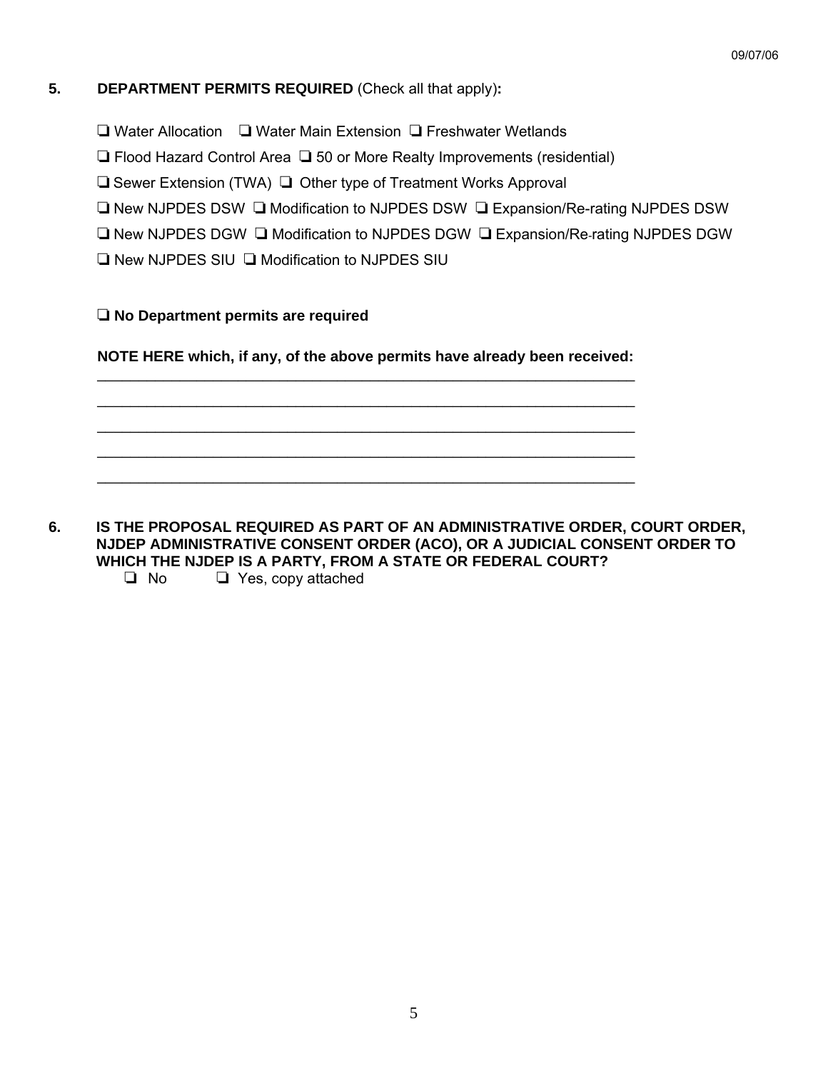**5. DEPARTMENT PERMITS REQUIRED** (Check all that apply)**:**

❏ Water Allocation ❏ Water Main Extension ❏ Freshwater Wetlands

❏ Flood Hazard Control Area ❏ 50 or More Realty Improvements (residential)

❏ Sewer Extension (TWA) ❏ Other type of Treatment Works Approval

❏ New NJPDES DSW ❏ Modification to NJPDES DSW ❏ Expansion/Re-rating NJPDES DSW

❏ New NJPDES DGW ❏ Modification to NJPDES DGW ❏ Expansion/Re-rating NJPDES DGW

❏ New NJPDES SIU ❏ Modification to NJPDES SIU

❏ **No Department permits are required**

**NOTE HERE which, if any, of the above permits have already been received:**

\_\_\_\_\_\_\_\_\_\_\_\_\_\_\_\_\_\_\_\_\_\_\_\_\_\_\_\_\_\_\_\_\_\_\_\_\_\_\_\_\_\_\_\_\_\_\_\_\_\_\_\_\_\_\_\_\_\_\_\_\_\_

\_\_\_\_\_\_\_\_\_\_\_\_\_\_\_\_\_\_\_\_\_\_\_\_\_\_\_\_\_\_\_\_\_\_\_\_\_\_\_\_\_\_\_\_\_\_\_\_\_\_\_\_\_\_\_\_\_\_\_\_\_\_

\_\_\_\_\_\_\_\_\_\_\_\_\_\_\_\_\_\_\_\_\_\_\_\_\_\_\_\_\_\_\_\_\_\_\_\_\_\_\_\_\_\_\_\_\_\_\_\_\_\_\_\_\_\_\_\_\_\_\_\_\_\_

\_\_\_\_\_\_\_\_\_\_\_\_\_\_\_\_\_\_\_\_\_\_\_\_\_\_\_\_\_\_\_\_\_\_\_\_\_\_\_\_\_\_\_\_\_\_\_\_\_\_\_\_\_\_\_\_\_\_\_\_\_\_

\_\_\_\_\_\_\_\_\_\_\_\_\_\_\_\_\_\_\_\_\_\_\_\_\_\_\_\_\_\_\_\_\_\_\_\_\_\_\_\_\_\_\_\_\_\_\_\_\_\_\_\_\_\_\_\_\_\_\_\_\_\_

**6. IS THE PROPOSAL REQUIRED AS PART OF AN ADMINISTRATIVE ORDER, COURT ORDER, NJDEP ADMINISTRATIVE CONSENT ORDER (ACO), OR A JUDICIAL CONSENT ORDER TO WHICH THE NJDEP IS A PARTY, FROM A STATE OR FEDERAL COURT?**

❏ No ❏ Yes, copy attached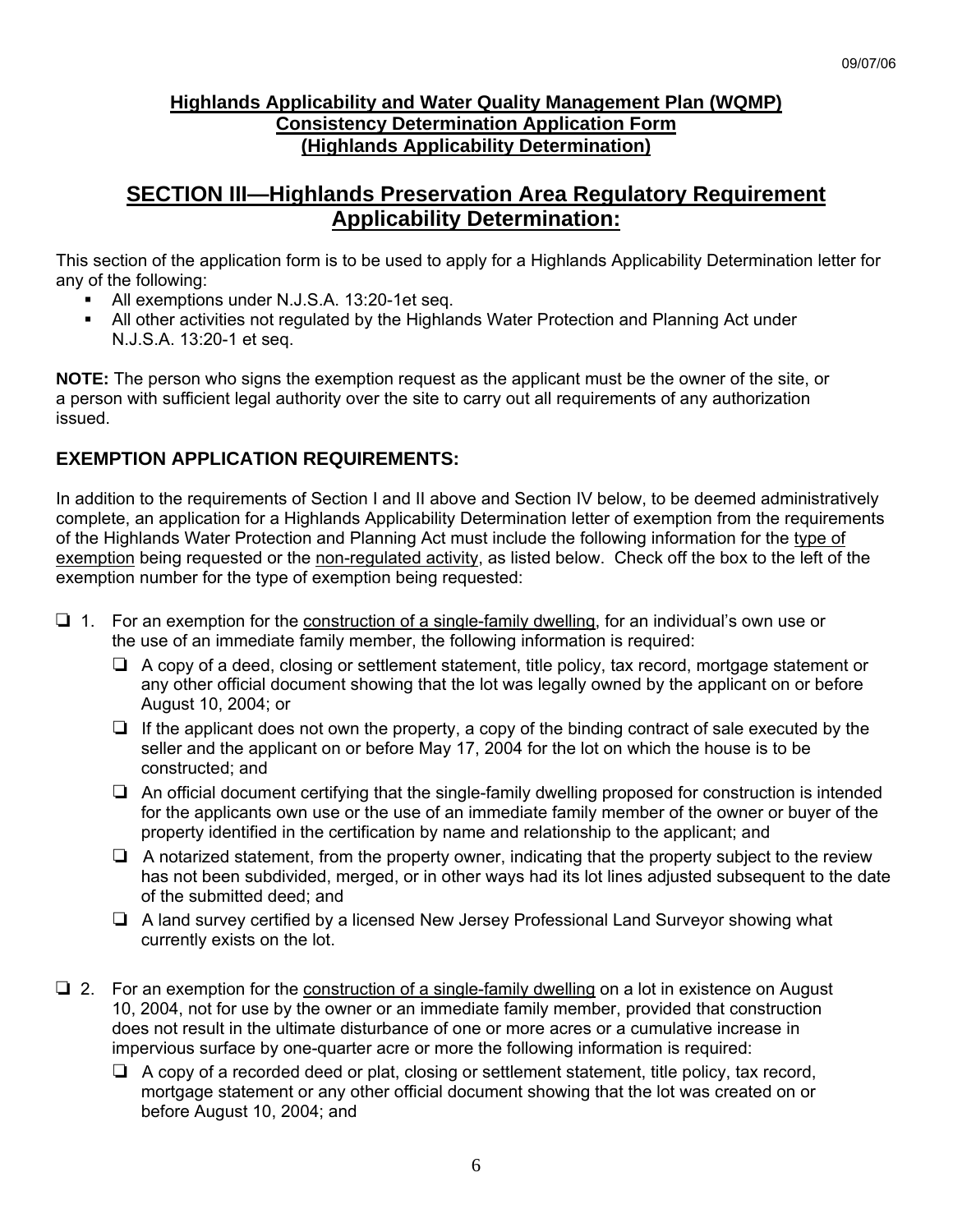**Highlands Applicability and Water Quality Management Plan (WQMP) Consistency Determination Application Form (Highlands Applicability Determination)**

## SECTION III—Highlands Preservation Area Regulatory Requirement Applicability Determination:

This section of the application form is to be used to apply for a Highlands Applicability Determination letter for any of the following:

- All exemptions under N.J.S.A. 13:20-1et seq.
- All other activities not regulated by the Highlands Water Protection and Planning Act under N.J.S.A. 13:20-1 et seq.

**NOTE:** The person who signs the exemption request as the applicant must be the owner of the site, or a person with sufficient legal authority over the site to carry out all requirements of any authorization issued.

### EXEMPTION APPLICATION REQUIREMENTS:

In addition to the requirements of Section I and II above and Section IV below, to be deemed administratively complete, an application for a Highlands Applicability Determination letter of exemption from the requirements of the Highlands Water Protection and Planning Act must include the following information for the type of exemption being requested or the non-regulated activity, as listed below. Check off the box to the left of the exemption number for the type of exemption being requested:

❑ 1. For an exemption for the construction of a single-family dwelling, for an individual's own use or the use of an immediate family member, the following information is required:

- ❑ A copy of a deed, closing or settlement statement, title policy, tax record, mortgage statement or any other official document showing that the lot was legally owned by the applicant on or before August 10, 2004; or
- ❑ If the applicant does not own the property, a copy of the binding contract of sale executed by the seller and the applicant on or before May 17, 2004 for the lot on which the house is to be constructed; and
- ❑ An official document certifying that the single-family dwelling proposed for construction is intended for the applicants own use or the use of an immediate family member of the owner or buyer of the property identified in the certification by name and relationship to the applicant; and
- ❑ A notarized statement, from the property owner, indicating that the property subject to the review has not been subdivided, merged, or in other ways had its lot lines adjusted subsequent to the date of the submitted deed; and
- ❑ A land survey certified by a licensed New Jersey Professional Land Surveyor showing what currently exists on the lot.

❑ 2. For an exemption for the construction of a single-family dwelling on a lot in existence on August 10, 2004, not for use by the owner or an immediate family member, provided that construction does not result in the ultimate disturbance of one or more acres or a cumulative increase in impervious surface by one-quarter acre or more the following information is required:

- ❑ A copy of a recorded deed or plat, closing or settlement statement, title policy, tax record, mortgage statement or any other official document showing that the lot was created on or before August 10, 2004; and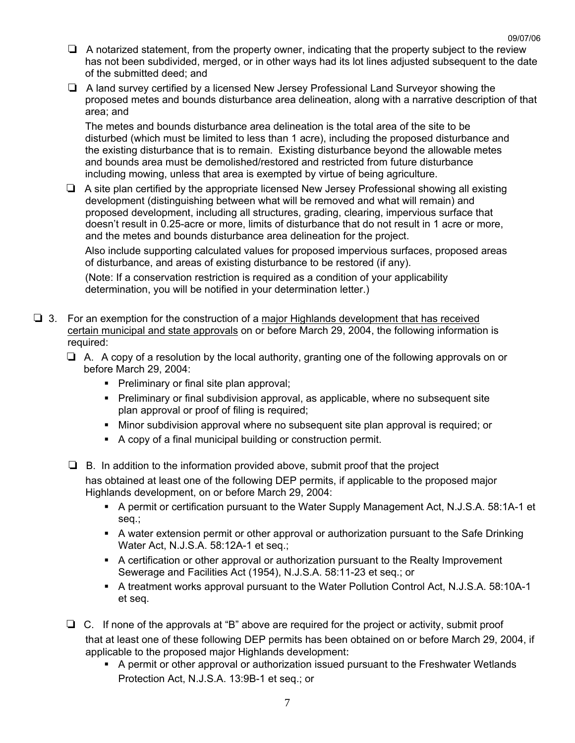- ❑ A notarized statement, from the property owner, indicating that the property subject to the review has not been subdivided, merged, or in other ways had its lot lines adjusted subsequent to the date of the submitted deed; and
- ❑ A land survey certified by a licensed New Jersey Professional Land Surveyor showing the proposed metes and bounds disturbance area delineation, along with a narrative description of that area; and

  The metes and bounds disturbance area delineation is the total area of the site to be disturbed (which must be limited to less than 1 acre), including the proposed disturbance and the existing disturbance that is to remain. Existing disturbance beyond the allowable metes and bounds area must be demolished/restored and restricted from future disturbance including mowing, unless that area is exempted by virtue of being agriculture.
- ❑ A site plan certified by the appropriate licensed New Jersey Professional showing all existing development (distinguishing between what will be removed and what will remain) and proposed development, including all structures, grading, clearing, impervious surface that doesn't result in 0.25-acre or more, limits of disturbance that do not result in 1 acre or more, and the metes and bounds disturbance area delineation for the project.

  Also include supporting calculated values for proposed impervious surfaces, proposed areas of disturbance, and areas of existing disturbance to be restored (if any).

  (Note: If a conservation restriction is required as a condition of your applicability determination, you will be notified in your determination letter.)

❑ 3. For an exemption for the construction of a <u>major Highlands development that has received certain municipal and state approvals</u> on or before March 29, 2004, the following information is required:

- ❑ A. A copy of a resolution by the local authority, granting one of the following approvals on or before March 29, 2004:
  - Preliminary or final site plan approval;
  - Preliminary or final subdivision approval, as applicable, where no subsequent site plan approval or proof of filing is required;
  - Minor subdivision approval where no subsequent site plan approval is required; or
  - A copy of a final municipal building or construction permit.
- ❑ B. In addition to the information provided above, submit proof that the project has obtained at least one of the following DEP permits, if applicable to the proposed major Highlands development, on or before March 29, 2004:
  - A permit or certification pursuant to the Water Supply Management Act, N.J.S.A. 58:1A-1 et seq.;
  - A water extension permit or other approval or authorization pursuant to the Safe Drinking Water Act, N.J.S.A. 58:12A-1 et seq.;
  - A certification or other approval or authorization pursuant to the Realty Improvement Sewerage and Facilities Act (1954), N.J.S.A. 58:11-23 et seq.; or
  - A treatment works approval pursuant to the Water Pollution Control Act, N.J.S.A. 58:10A-1 et seq.
- ❑ C. If none of the approvals at "B" above are required for the project or activity, submit proof that at least one of these following DEP permits has been obtained on or before March 29, 2004, if applicable to the proposed major Highlands development:
  - A permit or other approval or authorization issued pursuant to the Freshwater Wetlands Protection Act, N.J.S.A. 13:9B-1 et seq.; or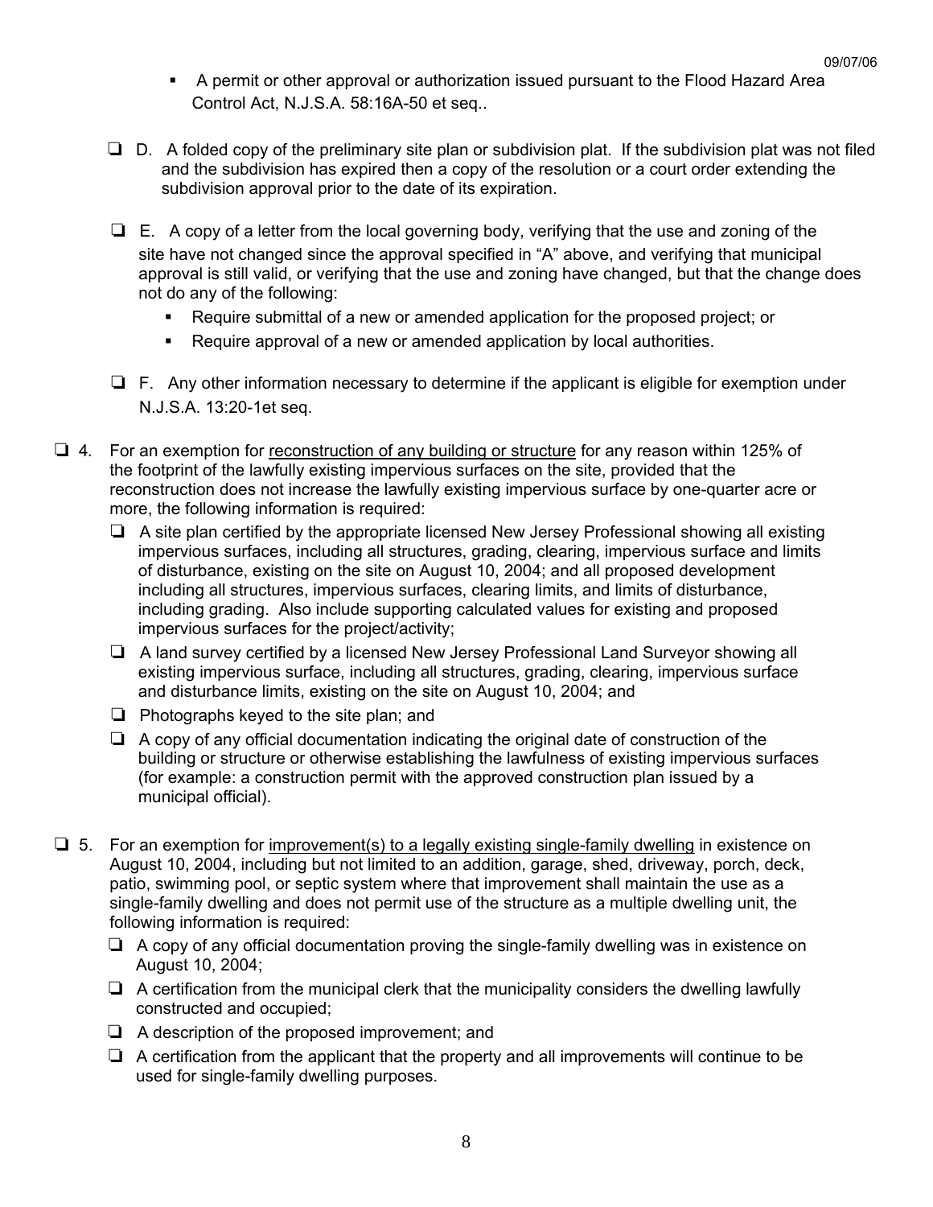- A permit or other approval or authorization issued pursuant to the Flood Hazard Area Control Act, N.J.S.A. 58:16A-50 et seq..

❑ D. A folded copy of the preliminary site plan or subdivision plat. If the subdivision plat was not filed and the subdivision has expired then a copy of the resolution or a court order extending the subdivision approval prior to the date of its expiration.

❑ E. A copy of a letter from the local governing body, verifying that the use and zoning of the site have not changed since the approval specified in "A" above, and verifying that municipal approval is still valid, or verifying that the use and zoning have changed, but that the change does not do any of the following:

- Require submittal of a new or amended application for the proposed project; or
- Require approval of a new or amended application by local authorities.

❑ F. Any other information necessary to determine if the applicant is eligible for exemption under N.J.S.A. 13:20-1et seq.

❑ 4. For an exemption for <u>reconstruction of any building or structure</u> for any reason within 125% of the footprint of the lawfully existing impervious surfaces on the site, provided that the reconstruction does not increase the lawfully existing impervious surface by one-quarter acre or more, the following information is required:

- ❑ A site plan certified by the appropriate licensed New Jersey Professional showing all existing impervious surfaces, including all structures, grading, clearing, impervious surface and limits of disturbance, existing on the site on August 10, 2004; and all proposed development including all structures, impervious surfaces, clearing limits, and limits of disturbance, including grading. Also include supporting calculated values for existing and proposed impervious surfaces for the project/activity;
- ❑ A land survey certified by a licensed New Jersey Professional Land Surveyor showing all existing impervious surface, including all structures, grading, clearing, impervious surface and disturbance limits, existing on the site on August 10, 2004; and
- ❑ Photographs keyed to the site plan; and
- ❑ A copy of any official documentation indicating the original date of construction of the building or structure or otherwise establishing the lawfulness of existing impervious surfaces (for example: a construction permit with the approved construction plan issued by a municipal official).

❑ 5. For an exemption for <u>improvement(s) to a legally existing single-family dwelling</u> in existence on August 10, 2004, including but not limited to an addition, garage, shed, driveway, porch, deck, patio, swimming pool, or septic system where that improvement shall maintain the use as a single-family dwelling and does not permit use of the structure as a multiple dwelling unit, the following information is required:

- ❑ A copy of any official documentation proving the single-family dwelling was in existence on August 10, 2004;
- ❑ A certification from the municipal clerk that the municipality considers the dwelling lawfully constructed and occupied;
- ❑ A description of the proposed improvement; and
- ❑ A certification from the applicant that the property and all improvements will continue to be used for single-family dwelling purposes.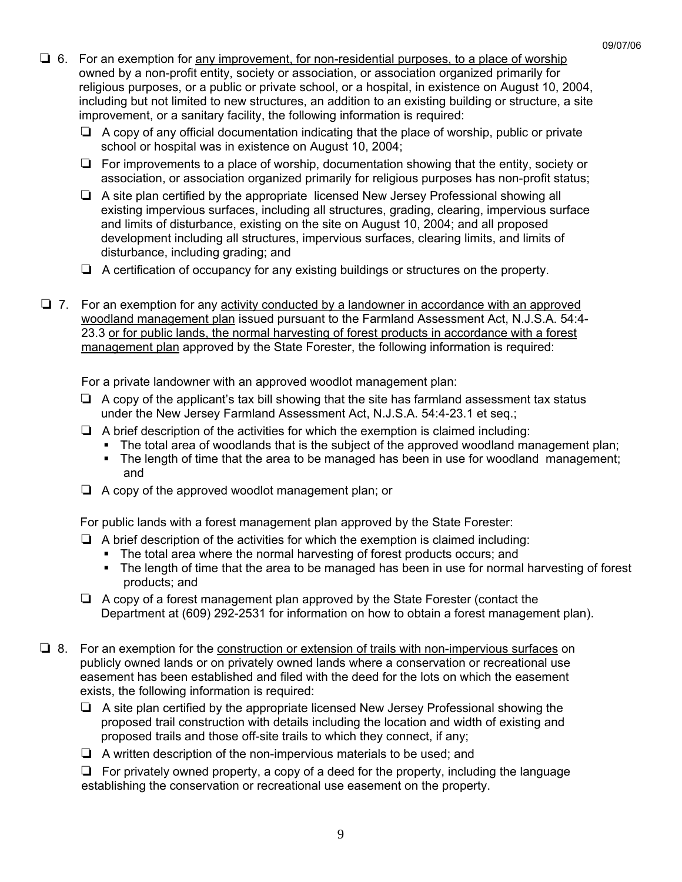- ❏ 6. For an exemption for any improvement, for non-residential purposes, to a place of worship owned by a non-profit entity, society or association, or association organized primarily for religious purposes, or a public or private school, or a hospital, in existence on August 10, 2004, including but not limited to new structures, an addition to an existing building or structure, a site improvement, or a sanitary facility, the following information is required:
  - ❏ A copy of any official documentation indicating that the place of worship, public or private school or hospital was in existence on August 10, 2004;
  - ❏ For improvements to a place of worship, documentation showing that the entity, society or association, or association organized primarily for religious purposes has non-profit status;
  - ❏ A site plan certified by the appropriate licensed New Jersey Professional showing all existing impervious surfaces, including all structures, grading, clearing, impervious surface and limits of disturbance, existing on the site on August 10, 2004; and all proposed development including all structures, impervious surfaces, clearing limits, and limits of disturbance, including grading; and
  - ❏ A certification of occupancy for any existing buildings or structures on the property.

- ❏ 7. For an exemption for any activity conducted by a landowner in accordance with an approved woodland management plan issued pursuant to the Farmland Assessment Act, N.J.S.A. 54:4-23.3 or for public lands, the normal harvesting of forest products in accordance with a forest management plan approved by the State Forester, the following information is required:

  For a private landowner with an approved woodlot management plan:
  - ❏ A copy of the applicant's tax bill showing that the site has farmland assessment tax status under the New Jersey Farmland Assessment Act, N.J.S.A. 54:4-23.1 et seq.;
  - ❏ A brief description of the activities for which the exemption is claimed including:
    - The total area of woodlands that is the subject of the approved woodland management plan;
    - The length of time that the area to be managed has been in use for woodland management; and
  - ❏ A copy of the approved woodlot management plan; or

  For public lands with a forest management plan approved by the State Forester:
  - ❏ A brief description of the activities for which the exemption is claimed including:
    - The total area where the normal harvesting of forest products occurs; and
    - The length of time that the area to be managed has been in use for normal harvesting of forest products; and
  - ❏ A copy of a forest management plan approved by the State Forester (contact the Department at (609) 292-2531 for information on how to obtain a forest management plan).

- ❏ 8. For an exemption for the construction or extension of trails with non-impervious surfaces on publicly owned lands or on privately owned lands where a conservation or recreational use easement has been established and filed with the deed for the lots on which the easement exists, the following information is required:
  - ❏ A site plan certified by the appropriate licensed New Jersey Professional showing the proposed trail construction with details including the location and width of existing and proposed trails and those off-site trails to which they connect, if any;
  - ❏ A written description of the non-impervious materials to be used; and
  - ❏ For privately owned property, a copy of a deed for the property, including the language establishing the conservation or recreational use easement on the property.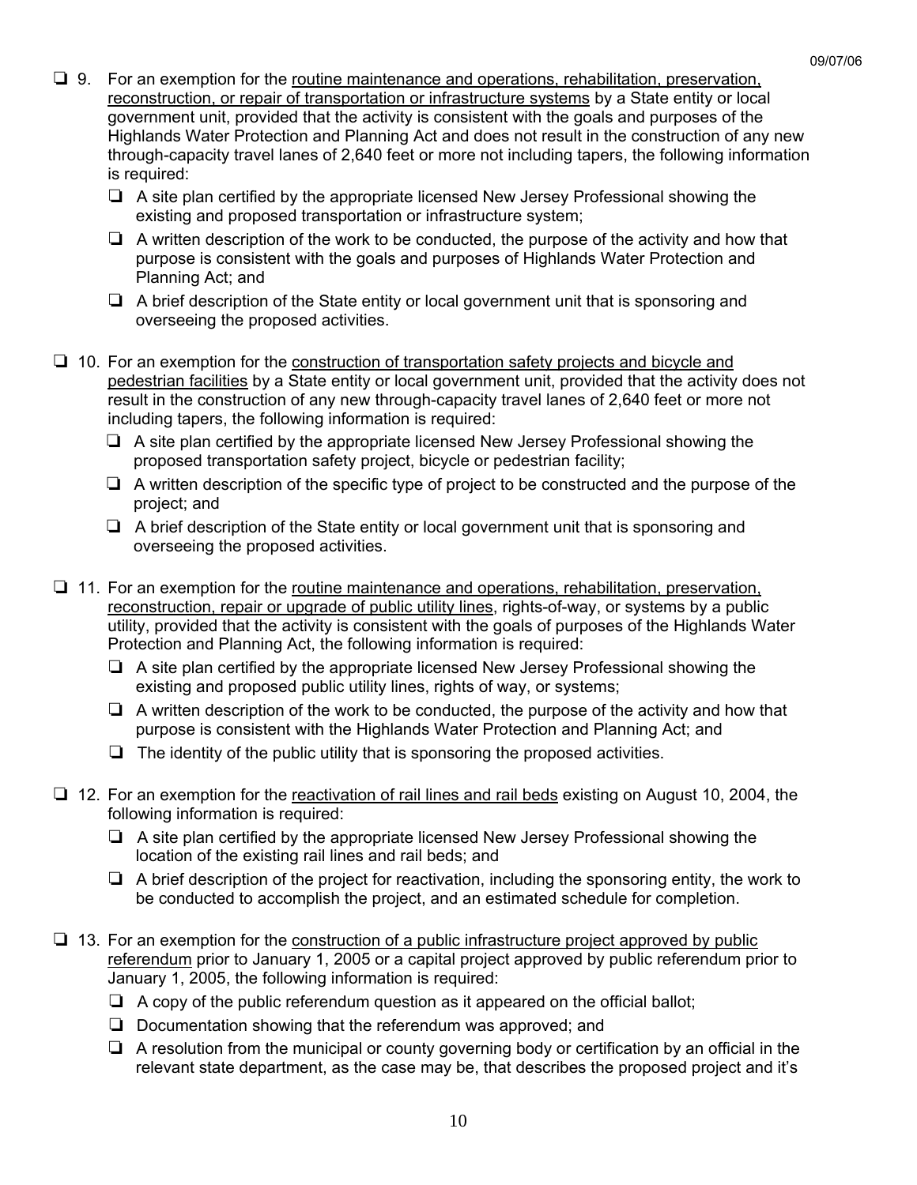- ❑ 9. For an exemption for the <u>routine maintenance and operations, rehabilitation, preservation, reconstruction, or repair of transportation or infrastructure systems</u> by a State entity or local government unit, provided that the activity is consistent with the goals and purposes of the Highlands Water Protection and Planning Act and does not result in the construction of any new through-capacity travel lanes of 2,640 feet or more not including tapers, the following information is required:
  - ❑ A site plan certified by the appropriate licensed New Jersey Professional showing the existing and proposed transportation or infrastructure system;
  - ❑ A written description of the work to be conducted, the purpose of the activity and how that purpose is consistent with the goals and purposes of Highlands Water Protection and Planning Act; and
  - ❑ A brief description of the State entity or local government unit that is sponsoring and overseeing the proposed activities.

- ❑ 10. For an exemption for the <u>construction of transportation safety projects and bicycle and pedestrian facilities</u> by a State entity or local government unit, provided that the activity does not result in the construction of any new through-capacity travel lanes of 2,640 feet or more not including tapers, the following information is required:
  - ❑ A site plan certified by the appropriate licensed New Jersey Professional showing the proposed transportation safety project, bicycle or pedestrian facility;
  - ❑ A written description of the specific type of project to be constructed and the purpose of the project; and
  - ❑ A brief description of the State entity or local government unit that is sponsoring and overseeing the proposed activities.

- ❑ 11. For an exemption for the <u>routine maintenance and operations, rehabilitation, preservation, reconstruction, repair or upgrade of public utility lines</u>, rights-of-way, or systems by a public utility, provided that the activity is consistent with the goals of purposes of the Highlands Water Protection and Planning Act, the following information is required:
  - ❑ A site plan certified by the appropriate licensed New Jersey Professional showing the existing and proposed public utility lines, rights of way, or systems;
  - ❑ A written description of the work to be conducted, the purpose of the activity and how that purpose is consistent with the Highlands Water Protection and Planning Act; and
  - ❑ The identity of the public utility that is sponsoring the proposed activities.

- ❑ 12. For an exemption for the <u>reactivation of rail lines and rail beds</u> existing on August 10, 2004, the following information is required:
  - ❑ A site plan certified by the appropriate licensed New Jersey Professional showing the location of the existing rail lines and rail beds; and
  - ❑ A brief description of the project for reactivation, including the sponsoring entity, the work to be conducted to accomplish the project, and an estimated schedule for completion.

- ❑ 13. For an exemption for the <u>construction of a public infrastructure project approved by public referendum</u> prior to January 1, 2005 or a capital project approved by public referendum prior to January 1, 2005, the following information is required:
  - ❑ A copy of the public referendum question as it appeared on the official ballot;
  - ❑ Documentation showing that the referendum was approved; and
  - ❑ A resolution from the municipal or county governing body or certification by an official in the relevant state department, as the case may be, that describes the proposed project and it's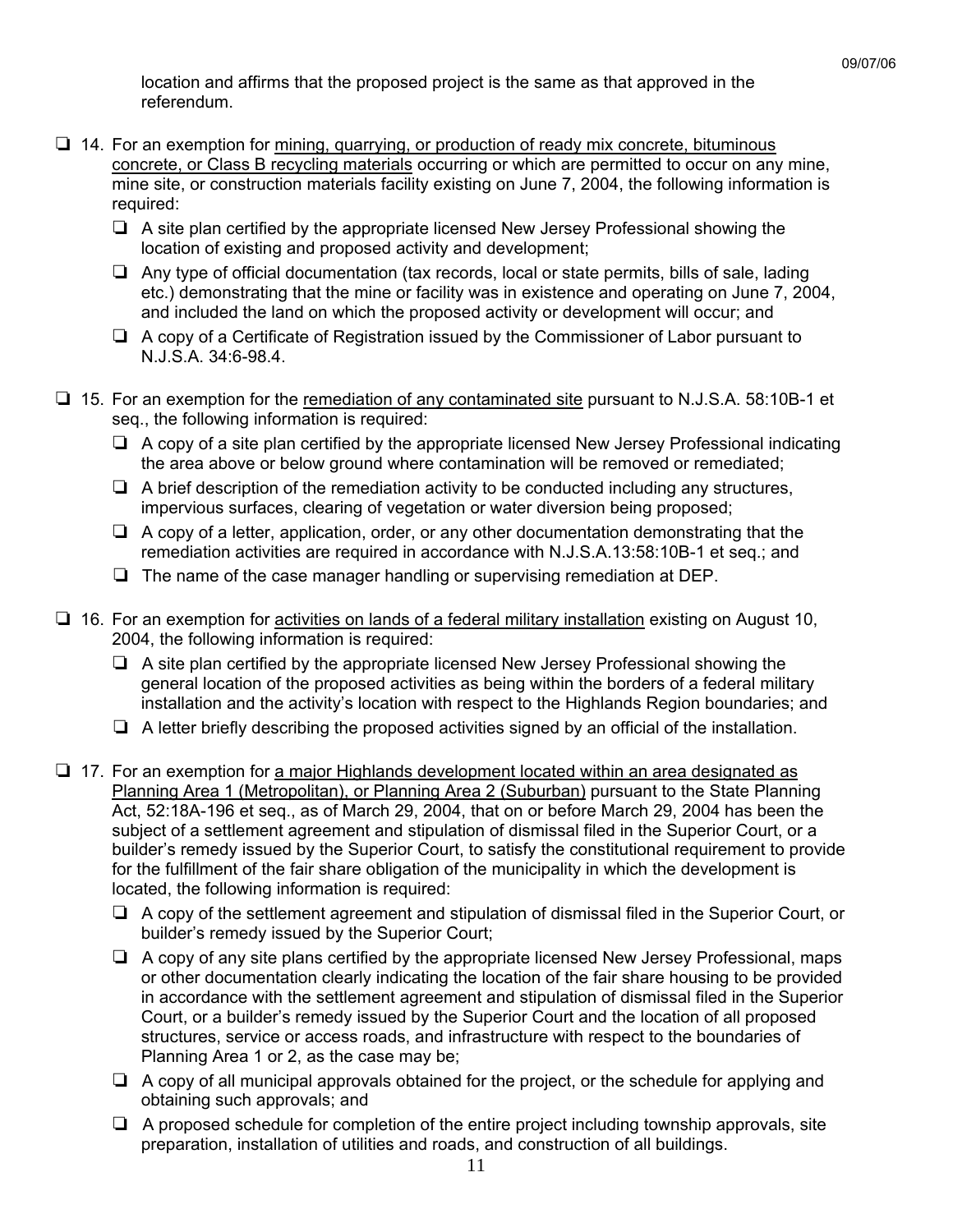location and affirms that the proposed project is the same as that approved in the referendum.

❑ 14. For an exemption for <u>mining, quarrying, or production of ready mix concrete, bituminous concrete, or Class B recycling materials</u> occurring or which are permitted to occur on any mine, mine site, or construction materials facility existing on June 7, 2004, the following information is required:

- ❑ A site plan certified by the appropriate licensed New Jersey Professional showing the location of existing and proposed activity and development;
- ❑ Any type of official documentation (tax records, local or state permits, bills of sale, lading etc.) demonstrating that the mine or facility was in existence and operating on June 7, 2004, and included the land on which the proposed activity or development will occur; and
- ❑ A copy of a Certificate of Registration issued by the Commissioner of Labor pursuant to N.J.S.A. 34:6-98.4.

❑ 15. For an exemption for the <u>remediation of any contaminated site</u> pursuant to N.J.S.A. 58:10B-1 et seq., the following information is required:

- ❑ A copy of a site plan certified by the appropriate licensed New Jersey Professional indicating the area above or below ground where contamination will be removed or remediated;
- ❑ A brief description of the remediation activity to be conducted including any structures, impervious surfaces, clearing of vegetation or water diversion being proposed;
- ❑ A copy of a letter, application, order, or any other documentation demonstrating that the remediation activities are required in accordance with N.J.S.A.13:58:10B-1 et seq.; and
- ❑ The name of the case manager handling or supervising remediation at DEP.

❑ 16. For an exemption for <u>activities on lands of a federal military installation</u> existing on August 10, 2004, the following information is required:

- ❑ A site plan certified by the appropriate licensed New Jersey Professional showing the general location of the proposed activities as being within the borders of a federal military installation and the activity's location with respect to the Highlands Region boundaries; and
- ❑ A letter briefly describing the proposed activities signed by an official of the installation.

❑ 17. For an exemption for <u>a major Highlands development located within an area designated as Planning Area 1 (Metropolitan), or Planning Area 2 (Suburban)</u> pursuant to the State Planning Act, 52:18A-196 et seq., as of March 29, 2004, that on or before March 29, 2004 has been the subject of a settlement agreement and stipulation of dismissal filed in the Superior Court, or a builder's remedy issued by the Superior Court, to satisfy the constitutional requirement to provide for the fulfillment of the fair share obligation of the municipality in which the development is located, the following information is required:

- ❑ A copy of the settlement agreement and stipulation of dismissal filed in the Superior Court, or builder's remedy issued by the Superior Court;
- ❑ A copy of any site plans certified by the appropriate licensed New Jersey Professional, maps or other documentation clearly indicating the location of the fair share housing to be provided in accordance with the settlement agreement and stipulation of dismissal filed in the Superior Court, or a builder's remedy issued by the Superior Court and the location of all proposed structures, service or access roads, and infrastructure with respect to the boundaries of Planning Area 1 or 2, as the case may be;
- ❑ A copy of all municipal approvals obtained for the project, or the schedule for applying and obtaining such approvals; and
- ❑ A proposed schedule for completion of the entire project including township approvals, site preparation, installation of utilities and roads, and construction of all buildings.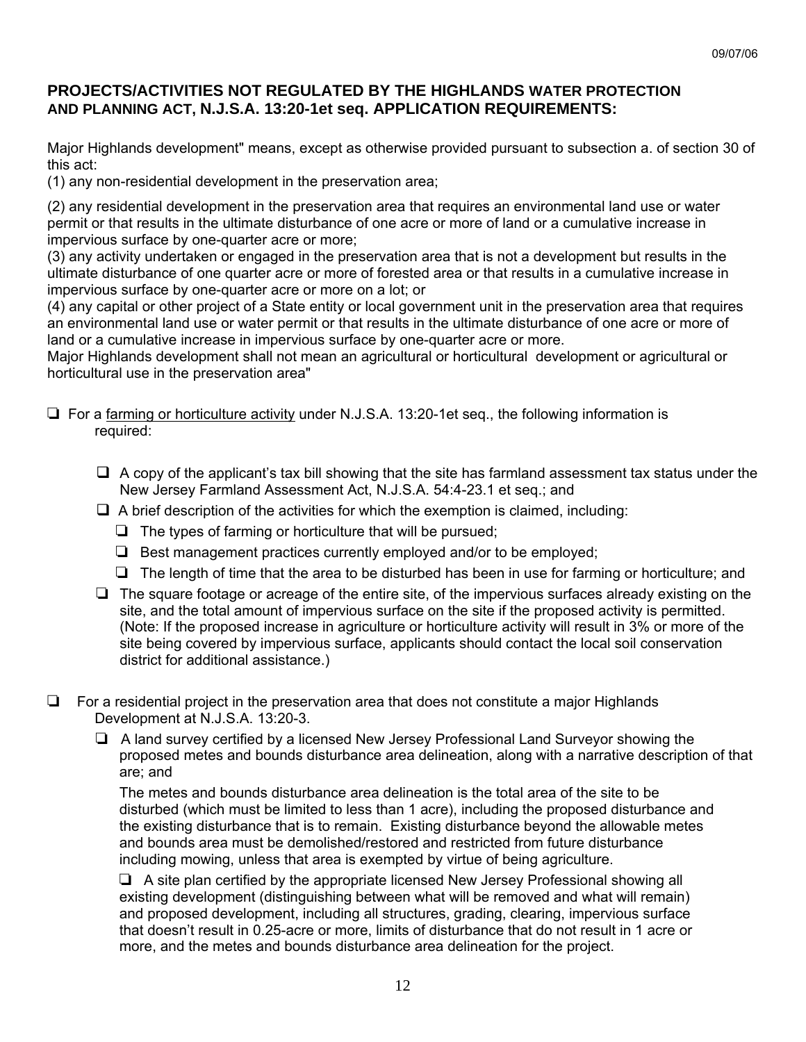## PROJECTS/ACTIVITIES NOT REGULATED BY THE HIGHLANDS WATER PROTECTION AND PLANNING ACT, N.J.S.A. 13:20-1et seq. APPLICATION REQUIREMENTS:

Major Highlands development" means, except as otherwise provided pursuant to subsection a. of section 30 of this act:

(1) any non-residential development in the preservation area;

(2) any residential development in the preservation area that requires an environmental land use or water permit or that results in the ultimate disturbance of one acre or more of land or a cumulative increase in impervious surface by one-quarter acre or more;

(3) any activity undertaken or engaged in the preservation area that is not a development but results in the ultimate disturbance of one quarter acre or more of forested area or that results in a cumulative increase in impervious surface by one-quarter acre or more on a lot; or

(4) any capital or other project of a State entity or local government unit in the preservation area that requires an environmental land use or water permit or that results in the ultimate disturbance of one acre or more of land or a cumulative increase in impervious surface by one-quarter acre or more.

Major Highlands development shall not mean an agricultural or horticultural development or agricultural or horticultural use in the preservation area"

- ❑ For a farming or horticulture activity under N.J.S.A. 13:20-1et seq., the following information is required:
  - ❑ A copy of the applicant's tax bill showing that the site has farmland assessment tax status under the New Jersey Farmland Assessment Act, N.J.S.A. 54:4-23.1 et seq.; and
  - ❑ A brief description of the activities for which the exemption is claimed, including:
    - ❑ The types of farming or horticulture that will be pursued;
    - ❑ Best management practices currently employed and/or to be employed;
    - ❑ The length of time that the area to be disturbed has been in use for farming or horticulture; and
  - ❑ The square footage or acreage of the entire site, of the impervious surfaces already existing on the site, and the total amount of impervious surface on the site if the proposed activity is permitted. (Note: If the proposed increase in agriculture or horticulture activity will result in 3% or more of the site being covered by impervious surface, applicants should contact the local soil conservation district for additional assistance.)

- ❑ For a residential project in the preservation area that does not constitute a major Highlands Development at N.J.S.A. 13:20-3.
  - ❑ A land survey certified by a licensed New Jersey Professional Land Surveyor showing the proposed metes and bounds disturbance area delineation, along with a narrative description of that are; and

    The metes and bounds disturbance area delineation is the total area of the site to be disturbed (which must be limited to less than 1 acre), including the proposed disturbance and the existing disturbance that is to remain. Existing disturbance beyond the allowable metes and bounds area must be demolished/restored and restricted from future disturbance including mowing, unless that area is exempted by virtue of being agriculture.

    ❑ A site plan certified by the appropriate licensed New Jersey Professional showing all existing development (distinguishing between what will be removed and what will remain) and proposed development, including all structures, grading, clearing, impervious surface that doesn't result in 0.25-acre or more, limits of disturbance that do not result in 1 acre or more, and the metes and bounds disturbance area delineation for the project.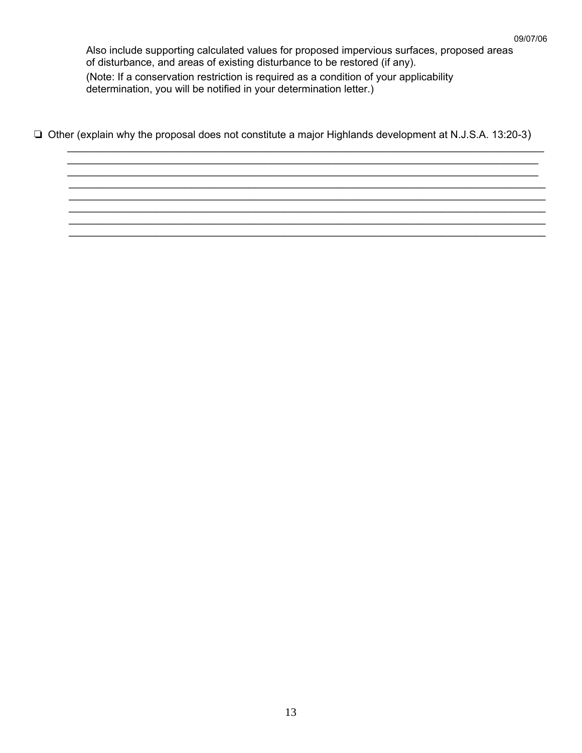Also include supporting calculated values for proposed impervious surfaces, proposed areas of disturbance, and areas of existing disturbance to be restored (if any).

(Note: If a conservation restriction is required as a condition of your applicability determination, you will be notified in your determination letter.)

❑ Other (explain why the proposal does not constitute a major Highlands development at N.J.S.A. 13:20-3)

_______________________________________________________________________________

_______________________________________________________________________________

_______________________________________________________________________________

_______________________________________________________________________________

_______________________________________________________________________________

_______________________________________________________________________________

_______________________________________________________________________________

_______________________________________________________________________________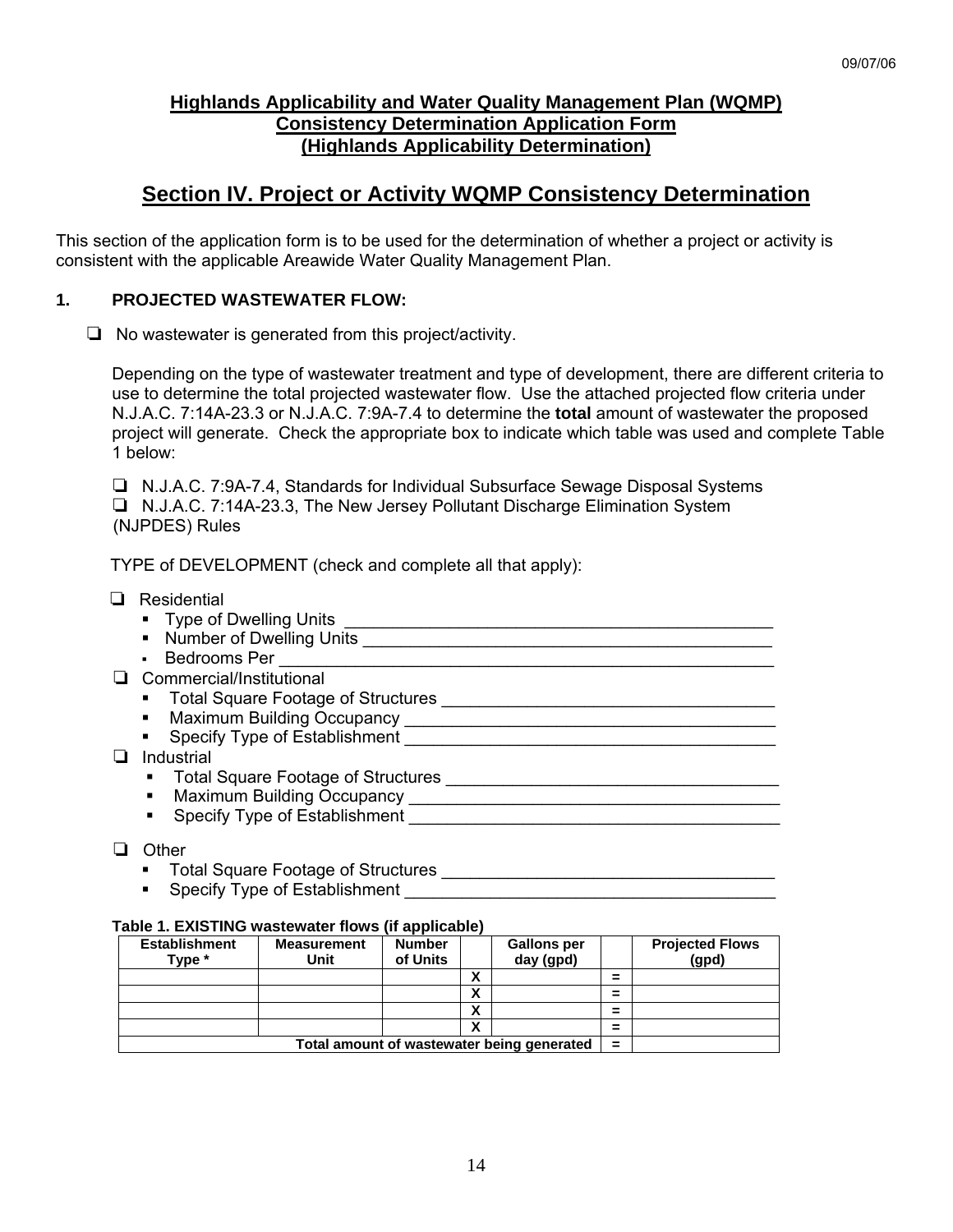**Highlands Applicability and Water Quality Management Plan (WQMP) Consistency Determination Application Form (Highlands Applicability Determination)**

## Section IV. Project or Activity WQMP Consistency Determination

This section of the application form is to be used for the determination of whether a project or activity is consistent with the applicable Areawide Water Quality Management Plan.

### 1. PROJECTED WASTEWATER FLOW:

❑ No wastewater is generated from this project/activity.

Depending on the type of wastewater treatment and type of development, there are different criteria to use to determine the total projected wastewater flow. Use the attached projected flow criteria under N.J.A.C. 7:14A-23.3 or N.J.A.C. 7:9A-7.4 to determine the **total** amount of wastewater the proposed project will generate. Check the appropriate box to indicate which table was used and complete Table 1 below:

❑ N.J.A.C. 7:9A-7.4, Standards for Individual Subsurface Sewage Disposal Systems
❑ N.J.A.C. 7:14A-23.3, The New Jersey Pollutant Discharge Elimination System (NJPDES) Rules

TYPE of DEVELOPMENT (check and complete all that apply):

❑ Residential
- Type of Dwelling Units ____________________
- Number of Dwelling Units ____________________
- Bedrooms Per ____________________

❑ Commercial/Institutional
- Total Square Footage of Structures ____________________
- Maximum Building Occupancy ____________________
- Specify Type of Establishment ____________________

❑ Industrial
- Total Square Footage of Structures ____________________
- Maximum Building Occupancy ____________________
- Specify Type of Establishment ____________________

❑ Other
- Total Square Footage of Structures ____________________
- Specify Type of Establishment ____________________

**Table 1. EXISTING wastewater flows (if applicable)**

| Establishment Type * | Measurement Unit | Number of Units | | Gallons per day (gpd) | | Projected Flows (gpd) |
|---|---|---|---|---|---|---|
| | | | X | | = | |
| | | | X | | = | |
| | | | X | | = | |
| | | | X | | = | |
| Total amount of wastewater being generated | | | | | = | |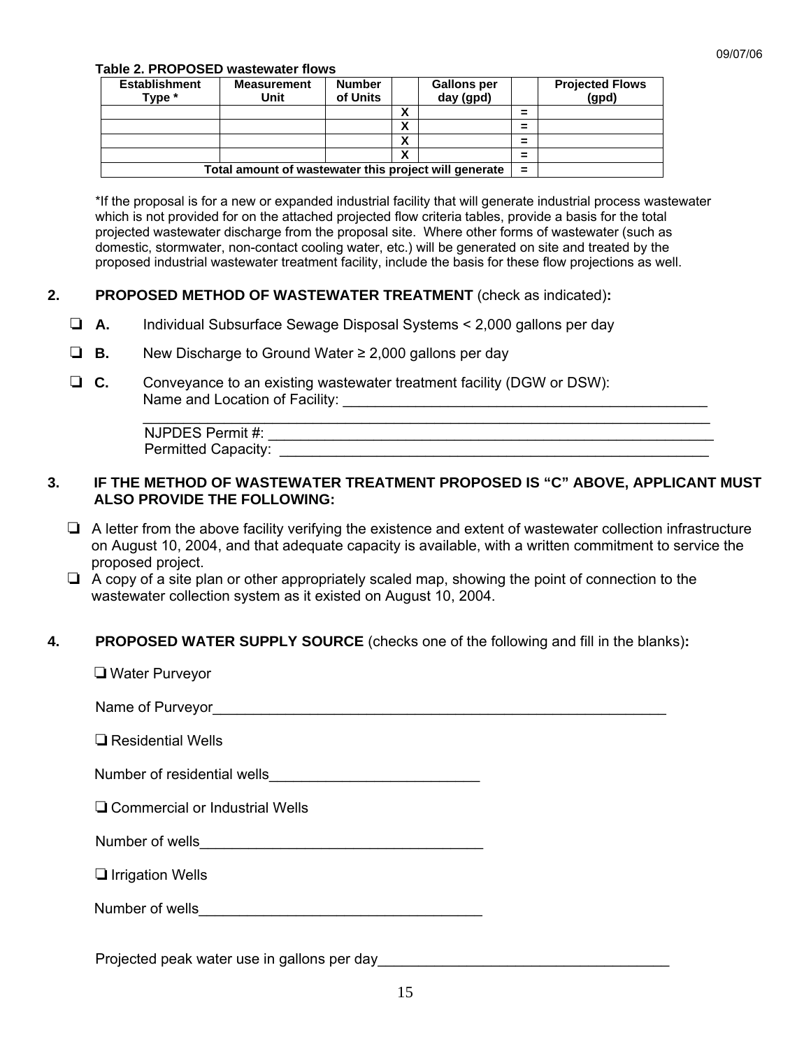09/07/06

**Table 2. PROPOSED wastewater flows**

| Establishment Type * | Measurement Unit | Number of Units | | Gallons per day (gpd) | | Projected Flows (gpd) |
|---|---|---|---|---|---|---|
| | | | X | | = | |
| | | | X | | = | |
| | | | X | | = | |
| | | | X | | = | |
| Total amount of wastewater this project will generate | | | | | = | |

*If the proposal is for a new or expanded industrial facility that will generate industrial process wastewater which is not provided for on the attached projected flow criteria tables, provide a basis for the total projected wastewater discharge from the proposal site. Where other forms of wastewater (such as domestic, stormwater, non-contact cooling water, etc.) will be generated on site and treated by the proposed industrial wastewater treatment facility, include the basis for these flow projections as well.

**2. PROPOSED METHOD OF WASTEWATER TREATMENT** (check as indicated)**:**

❑ **A.** Individual Subsurface Sewage Disposal Systems < 2,000 gallons per day

❑ **B.** New Discharge to Ground Water ≥ 2,000 gallons per day

❑ **C.** Conveyance to an existing wastewater treatment facility (DGW or DSW):
Name and Location of Facility: ______________________________________________
____________________________________________________________
NJPDES Permit #: ______________________________________________________
Permitted Capacity: _____________________________________________________

**3. IF THE METHOD OF WASTEWATER TREATMENT PROPOSED IS "C" ABOVE, APPLICANT MUST ALSO PROVIDE THE FOLLOWING:**

❑ A letter from the above facility verifying the existence and extent of wastewater collection infrastructure on August 10, 2004, and that adequate capacity is available, with a written commitment to service the proposed project.

❑ A copy of a site plan or other appropriately scaled map, showing the point of connection to the wastewater collection system as it existed on August 10, 2004.

**4. PROPOSED WATER SUPPLY SOURCE** (checks one of the following and fill in the blanks)**:**

❑ Water Purveyor

Name of Purveyor____________________________________________________________

❑ Residential Wells

Number of residential wells__________________________

❑ Commercial or Industrial Wells

Number of wells___________________________________

❑ Irrigation Wells

Number of wells___________________________________

Projected peak water use in gallons per day___________________________________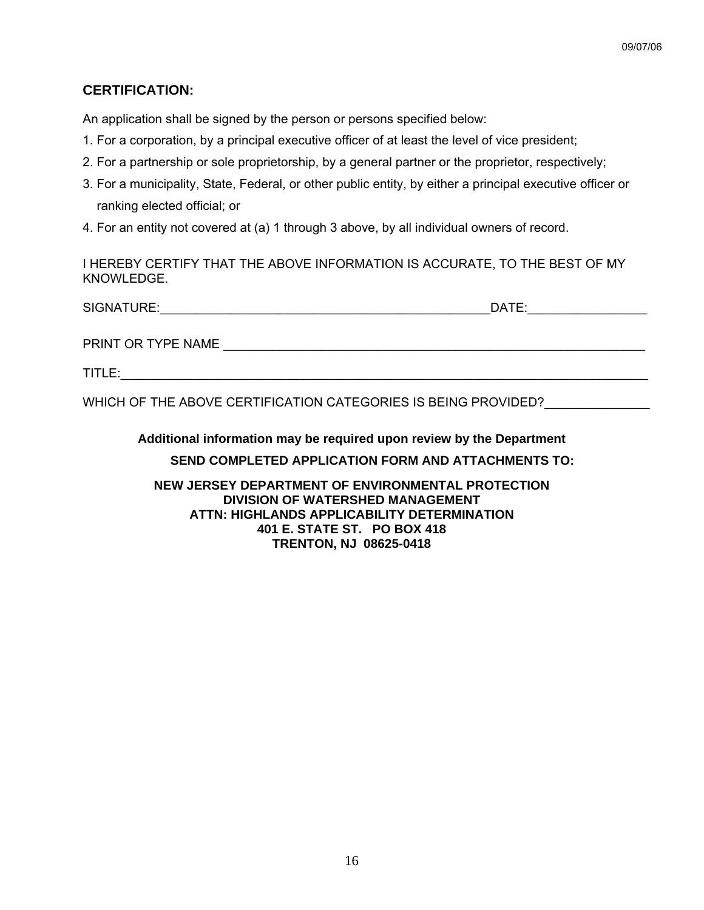## CERTIFICATION:

An application shall be signed by the person or persons specified below:

1. For a corporation, by a principal executive officer of at least the level of vice president;
2. For a partnership or sole proprietorship, by a general partner or the proprietor, respectively;
3. For a municipality, State, Federal, or other public entity, by either a principal executive officer or ranking elected official; or
4. For an entity not covered at (a) 1 through 3 above, by all individual owners of record.

I HEREBY CERTIFY THAT THE ABOVE INFORMATION IS ACCURATE, TO THE BEST OF MY KNOWLEDGE.

SIGNATURE:_______________________________________________DATE:_______________

PRINT OR TYPE NAME ________________________________________________________

TITLE:______________________________________________________________________

WHICH OF THE ABOVE CERTIFICATION CATEGORIES IS BEING PROVIDED?______________

**Additional information may be required upon review by the Department**

**SEND COMPLETED APPLICATION FORM AND ATTACHMENTS TO:**

**NEW JERSEY DEPARTMENT OF ENVIRONMENTAL PROTECTION**
**DIVISION OF WATERSHED MANAGEMENT**
**ATTN: HIGHLANDS APPLICABILITY DETERMINATION**
**401 E. STATE ST. PO BOX 418**
**TRENTON, NJ 08625-0418**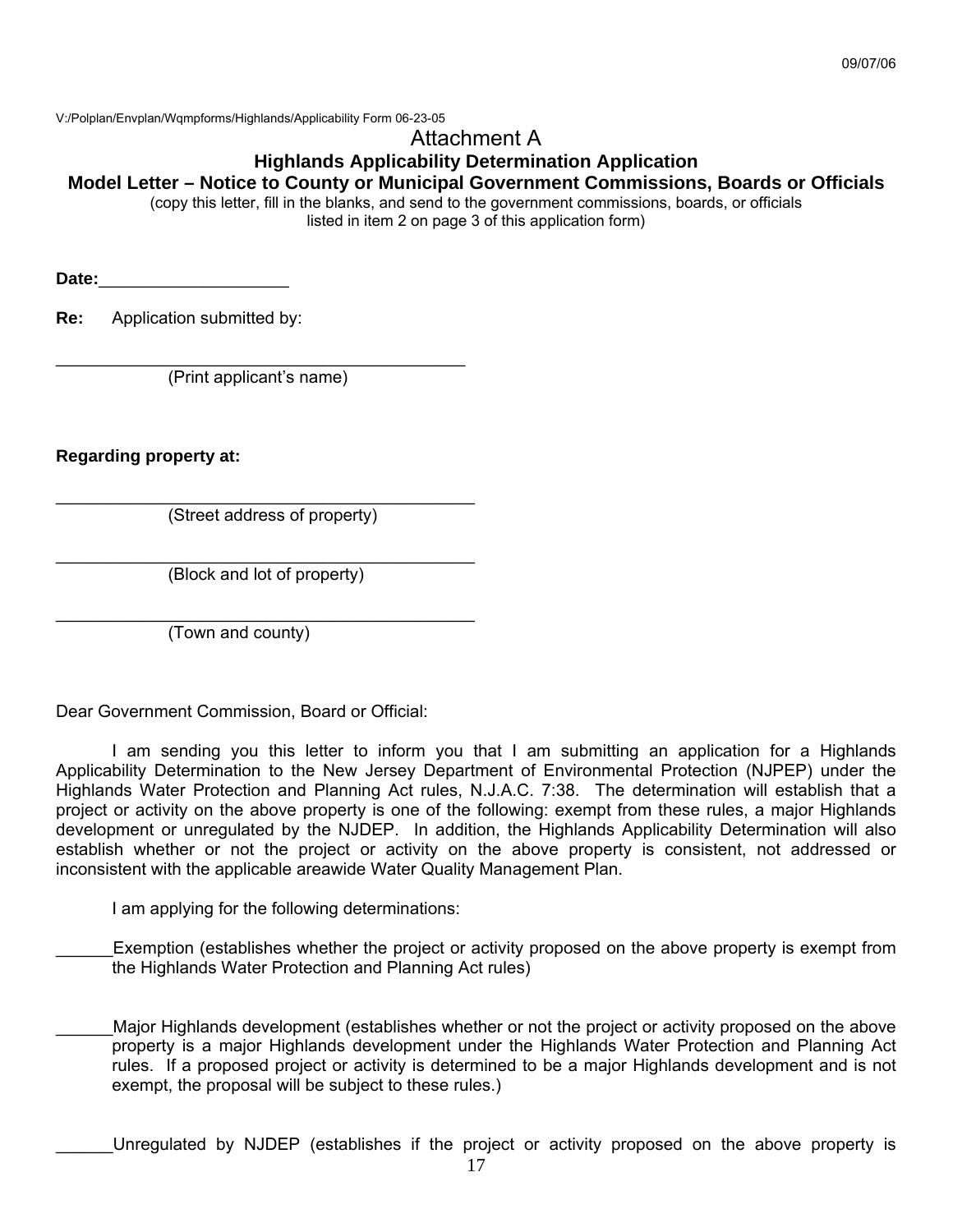V:/Polplan/Envplan/Wqmpforms/Highlands/Applicability Form 06-23-05

# Attachment A

## Highlands Applicability Determination Application

## Model Letter – Notice to County or Municipal Government Commissions, Boards or Officials

(copy this letter, fill in the blanks, and send to the government commissions, boards, or officials listed in item 2 on page 3 of this application form)

**Date:**____________________

**Re:** Application submitted by:

_____________________________________________
(Print applicant's name)

**Regarding property at:**

_____________________________________________
(Street address of property)

_____________________________________________
(Block and lot of property)

_____________________________________________
(Town and county)

Dear Government Commission, Board or Official:

I am sending you this letter to inform you that I am submitting an application for a Highlands Applicability Determination to the New Jersey Department of Environmental Protection (NJPEP) under the Highlands Water Protection and Planning Act rules, N.J.A.C. 7:38. The determination will establish that a project or activity on the above property is one of the following: exempt from these rules, a major Highlands development or unregulated by the NJDEP. In addition, the Highlands Applicability Determination will also establish whether or not the project or activity on the above property is consistent, not addressed or inconsistent with the applicable areawide Water Quality Management Plan.

I am applying for the following determinations:

______Exemption (establishes whether the project or activity proposed on the above property is exempt from the Highlands Water Protection and Planning Act rules)

______Major Highlands development (establishes whether or not the project or activity proposed on the above property is a major Highlands development under the Highlands Water Protection and Planning Act rules. If a proposed project or activity is determined to be a major Highlands development and is not exempt, the proposal will be subject to these rules.)

______Unregulated by NJDEP (establishes if the project or activity proposed on the above property is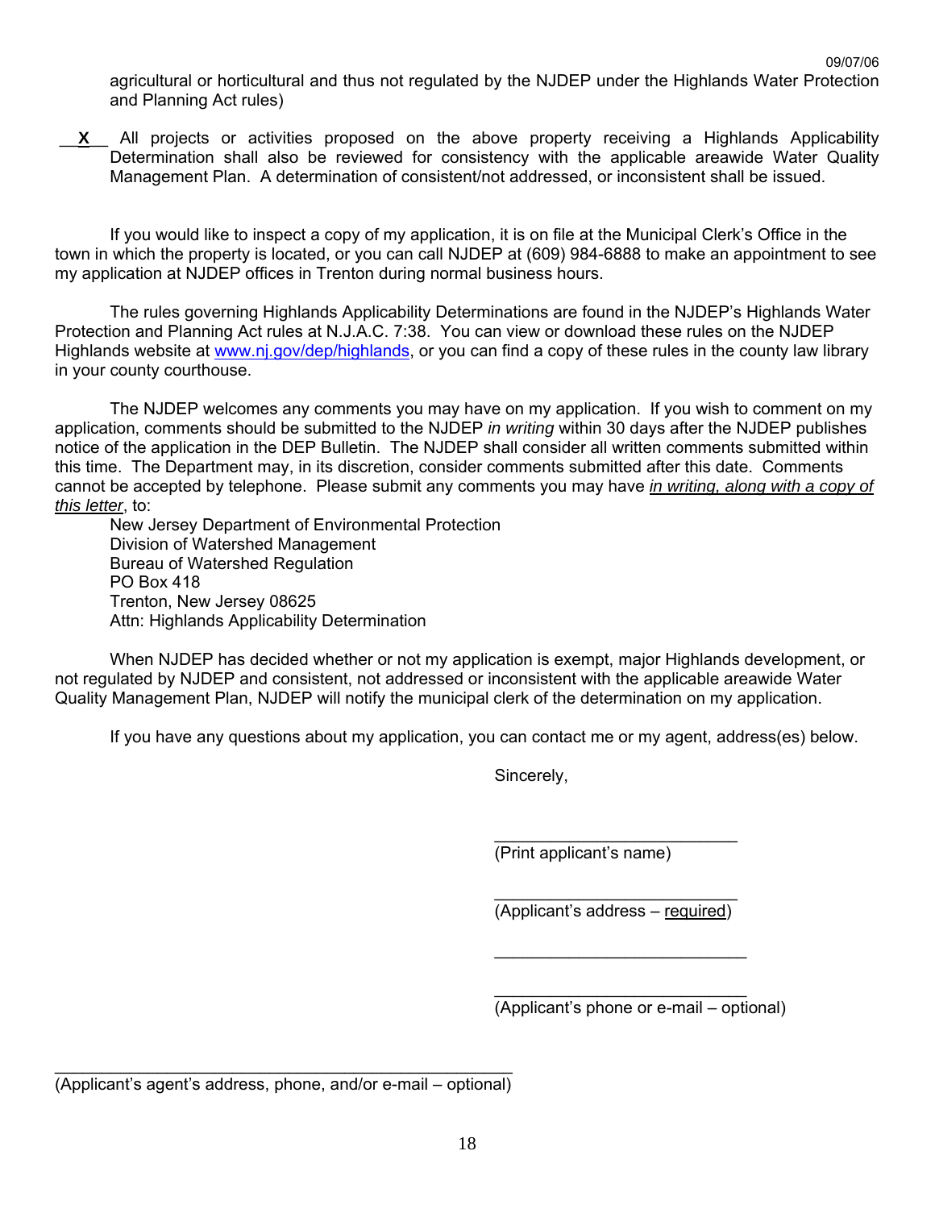agricultural or horticultural and thus not regulated by the NJDEP under the Highlands Water Protection and Planning Act rules)

__X__ All projects or activities proposed on the above property receiving a Highlands Applicability Determination shall also be reviewed for consistency with the applicable areawide Water Quality Management Plan. A determination of consistent/not addressed, or inconsistent shall be issued.

If you would like to inspect a copy of my application, it is on file at the Municipal Clerk's Office in the town in which the property is located, or you can call NJDEP at (609) 984-6888 to make an appointment to see my application at NJDEP offices in Trenton during normal business hours.

The rules governing Highlands Applicability Determinations are found in the NJDEP's Highlands Water Protection and Planning Act rules at N.J.A.C. 7:38. You can view or download these rules on the NJDEP Highlands website at www.nj.gov/dep/highlands, or you can find a copy of these rules in the county law library in your county courthouse.

The NJDEP welcomes any comments you may have on my application. If you wish to comment on my application, comments should be submitted to the NJDEP *in writing* within 30 days after the NJDEP publishes notice of the application in the DEP Bulletin. The NJDEP shall consider all written comments submitted within this time. The Department may, in its discretion, consider comments submitted after this date. Comments cannot be accepted by telephone. Please submit any comments you may have *in writing, along with a copy of this letter*, to:

New Jersey Department of Environmental Protection
Division of Watershed Management
Bureau of Watershed Regulation
PO Box 418
Trenton, New Jersey 08625
Attn: Highlands Applicability Determination

When NJDEP has decided whether or not my application is exempt, major Highlands development, or not regulated by NJDEP and consistent, not addressed or inconsistent with the applicable areawide Water Quality Management Plan, NJDEP will notify the municipal clerk of the determination on my application.

If you have any questions about my application, you can contact me or my agent, address(es) below.

Sincerely,

___________________________
(Print applicant's name)

___________________________
(Applicant's address – required)

___________________________

___________________________
(Applicant's phone or e-mail – optional)

___________________________________________________
(Applicant's agent's address, phone, and/or e-mail – optional)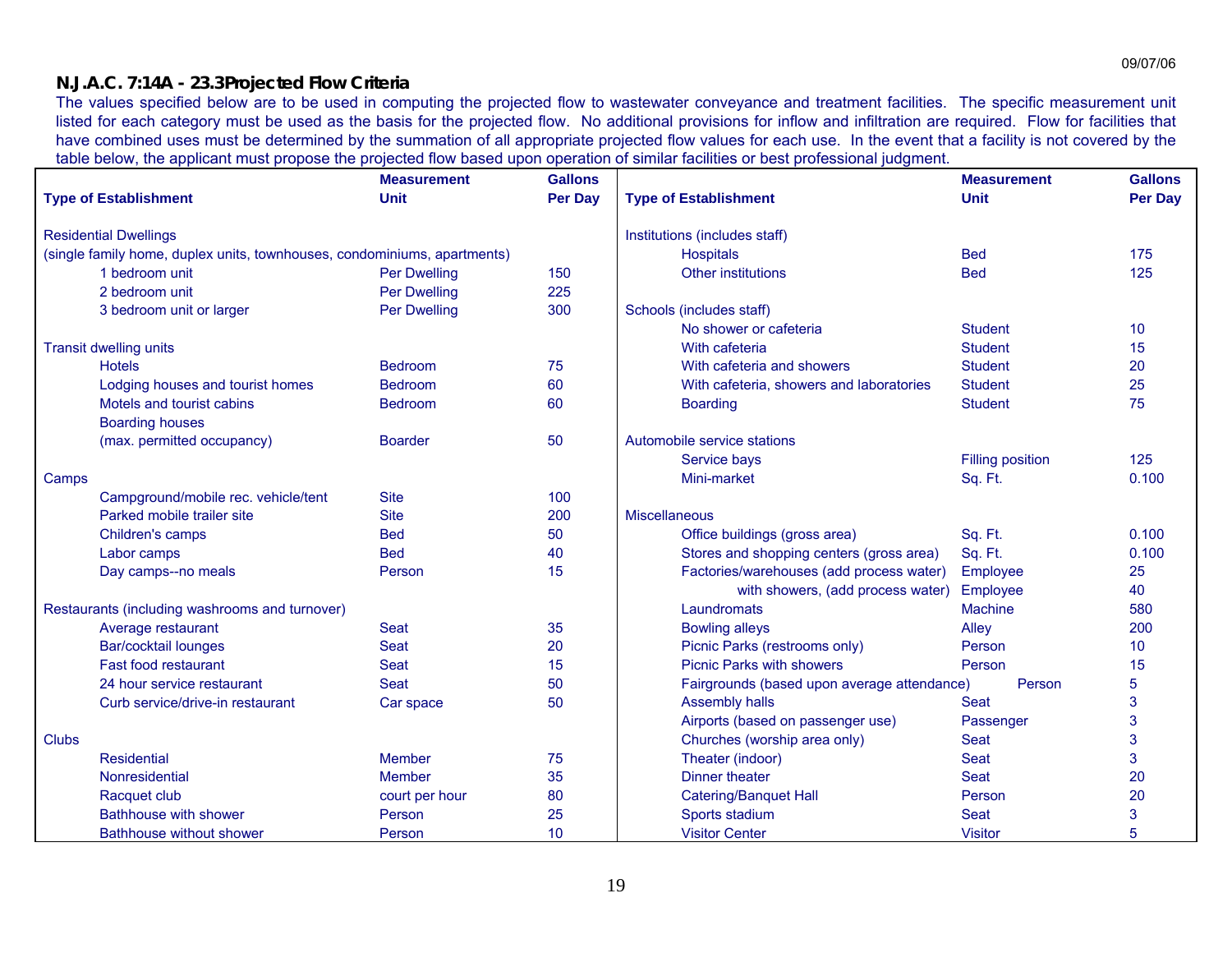## N.J.A.C. 7:14A - 23.3Projected Flow Criteria

The values specified below are to be used in computing the projected flow to wastewater conveyance and treatment facilities. The specific measurement unit listed for each category must be used as the basis for the projected flow. No additional provisions for inflow and infiltration are required. Flow for facilities that have combined uses must be determined by the summation of all appropriate projected flow values for each use. In the event that a facility is not covered by the table below, the applicant must propose the projected flow based upon operation of similar facilities or best professional judgment.

| Type of Establishment | Measurement Unit | Gallons Per Day |
|---|---|---|
| **Residential Dwellings** (single family home, duplex units, townhouses, condominiums, apartments) | | |
| 1 bedroom unit | Per Dwelling | 150 |
| 2 bedroom unit | Per Dwelling | 225 |
| 3 bedroom unit or larger | Per Dwelling | 300 |
| **Transit dwelling units** | | |
| Hotels | Bedroom | 75 |
| Lodging houses and tourist homes | Bedroom | 60 |
| Motels and tourist cabins | Bedroom | 60 |
| Boarding houses (max. permitted occupancy) | Boarder | 50 |
| **Camps** | | |
| Campground/mobile rec. vehicle/tent | Site | 100 |
| Parked mobile trailer site | Site | 200 |
| Children's camps | Bed | 50 |
| Labor camps | Bed | 40 |
| Day camps--no meals | Person | 15 |
| **Restaurants (including washrooms and turnover)** | | |
| Average restaurant | Seat | 35 |
| Bar/cocktail lounges | Seat | 20 |
| Fast food restaurant | Seat | 15 |
| 24 hour service restaurant | Seat | 50 |
| Curb service/drive-in restaurant | Car space | 50 |
| **Clubs** | | |
| Residential | Member | 75 |
| Nonresidential | Member | 35 |
| Racquet club | court per hour | 80 |
| Bathhouse with shower | Person | 25 |
| Bathhouse without shower | Person | 10 |
| **Institutions (includes staff)** | | |
| Hospitals | Bed | 175 |
| Other institutions | Bed | 125 |
| **Schools (includes staff)** | | |
| No shower or cafeteria | Student | 10 |
| With cafeteria | Student | 15 |
| With cafeteria and showers | Student | 20 |
| With cafeteria, showers and laboratories | Student | 25 |
| Boarding | Student | 75 |
| **Automobile service stations** | | |
| Service bays | Filling position | 125 |
| Mini-market | Sq. Ft. | 0.100 |
| **Miscellaneous** | | |
| Office buildings (gross area) | Sq. Ft. | 0.100 |
| Stores and shopping centers (gross area) | Sq. Ft. | 0.100 |
| Factories/warehouses (add process water) | Employee | 25 |
| with showers, (add process water) | Employee | 40 |
| Laundromats | Machine | 580 |
| Bowling alleys | Alley | 200 |
| Picnic Parks (restrooms only) | Person | 10 |
| Picnic Parks with showers | Person | 15 |
| Fairgrounds (based upon average attendance) | Person | 5 |
| Assembly halls | Seat | 3 |
| Airports (based on passenger use) | Passenger | 3 |
| Churches (worship area only) | Seat | 3 |
| Theater (indoor) | Seat | 3 |
| Dinner theater | Seat | 20 |
| Catering/Banquet Hall | Person | 20 |
| Sports stadium | Seat | 3 |
| Visitor Center | Visitor | 5 |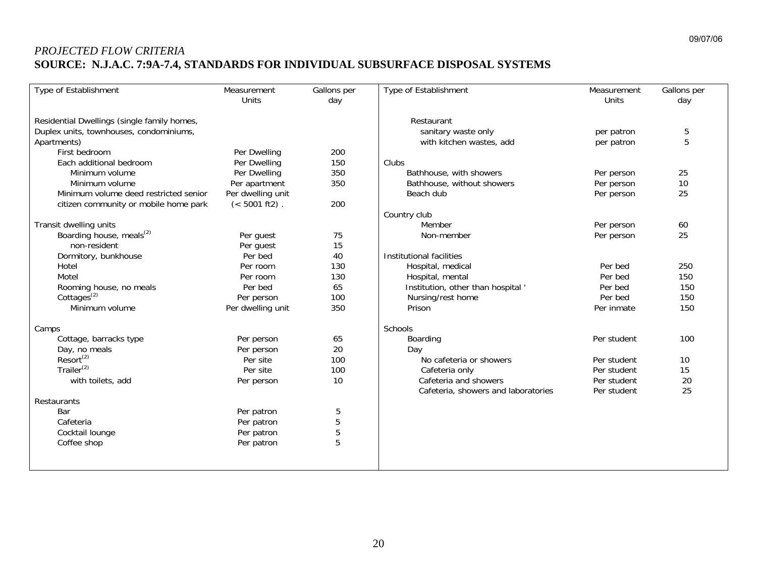*PROJECTED FLOW CRITERIA*

**SOURCE: N.J.A.C. 7:9A-7.4, STANDARDS FOR INDIVIDUAL SUBSURFACE DISPOSAL SYSTEMS**

| Type of Establishment | Measurement Units | Gallons per day |
|---|---|---|
| Residential Dwellings (single family homes, Duplex units, townhouses, condominiums, Apartments) | | |
| First bedroom | Per Dwelling | 200 |
| Each additional bedroom | Per Dwelling | 150 |
| Minimum volume | Per Dwelling | 350 |
| Minimum volume | Per apartment | 350 |
| Minimum volume deed restricted senior citizen community or mobile home park | Per dwelling unit (< 5001 ft2) . | 200 |
| Transit dwelling units | | |
| Boarding house, meals(2) | Per guest | 75 |
| non-resident | Per guest | 15 |
| Dormitory, bunkhouse | Per bed | 40 |
| Hotel | Per room | 130 |
| Motel | Per room | 130 |
| Rooming house, no meals | Per bed | 65 |
| Cottages(2) | Per person | 100 |
| Minimum volume | Per dwelling unit | 350 |
| Camps | | |
| Cottage, barracks type | Per person | 65 |
| Day, no meals | Per person | 20 |
| Resort(2) | Per site | 100 |
| Trailer(2) | Per site | 100 |
| with toilets, add | Per person | 10 |
| Restaurants | | |
| Bar | Per patron | 5 |
| Cafeteria | Per patron | 5 |
| Cocktail lounge | Per patron | 5 |
| Coffee shop | Per patron | 5 |
| Restaurant | | |
| sanitary waste only | per patron | 5 |
| with kitchen wastes, add | per patron | 5 |
| Clubs | | |
| Bathhouse, with showers | Per person | 25 |
| Bathhouse, without showers | Per person | 10 |
| Beach dub | Per person | 25 |
| Country club | | |
| Member | Per person | 60 |
| Non-member | Per person | 25 |
| Institutional facilities | | |
| Hospital, medical | Per bed | 250 |
| Hospital, mental | Per bed | 150 |
| Institution, other than hospital ' | Per bed | 150 |
| Nursing/rest home | Per bed | 150 |
| Prison | Per inmate | 150 |
| Schools | | |
| Boarding | Per student | 100 |
| Day | | |
| No cafeteria or showers | Per student | 10 |
| Cafeteria only | Per student | 15 |
| Cafeteria and showers | Per student | 20 |
| Cafeteria, showers and laboratories | Per student | 25 |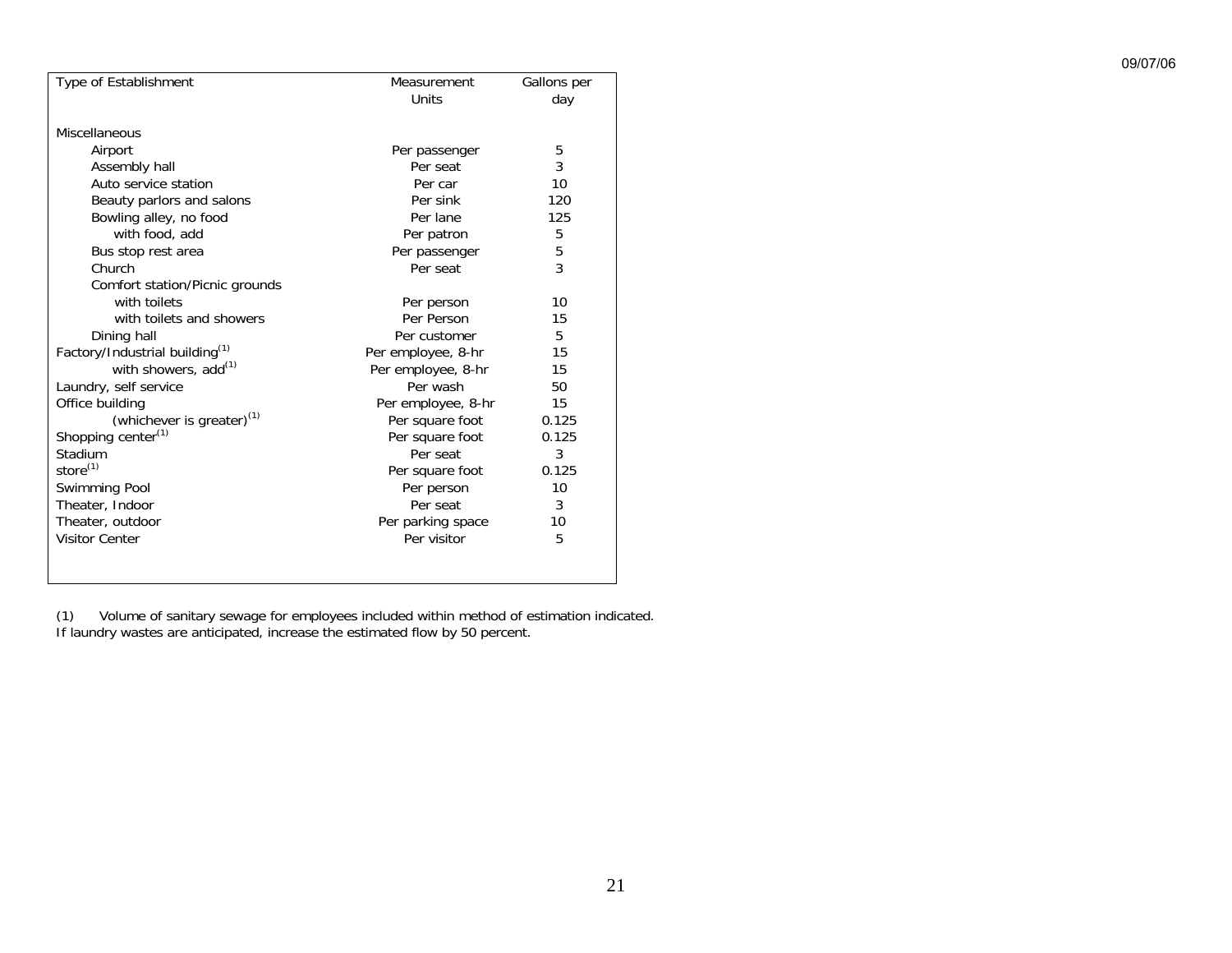| Type of Establishment | Measurement Units | Gallons per day |
|---|---|---|
| Miscellaneous | | |
| Airport | Per passenger | 5 |
| Assembly hall | Per seat | 3 |
| Auto service station | Per car | 10 |
| Beauty parlors and salons | Per sink | 120 |
| Bowling alley, no food | Per lane | 125 |
| with food, add | Per patron | 5 |
| Bus stop rest area | Per passenger | 5 |
| Church | Per seat | 3 |
| Comfort station/Picnic grounds | | |
| with toilets | Per person | 10 |
| with toilets and showers | Per Person | 15 |
| Dining hall | Per customer | 5 |
| Factory/Industrial building(1) | Per employee, 8-hr | 15 |
| with showers, add(1) | Per employee, 8-hr | 15 |
| Laundry, self service | Per wash | 50 |
| Office building | Per employee, 8-hr | 15 |
| (whichever is greater)(1) | Per square foot | 0.125 |
| Shopping center(1) | Per square foot | 0.125 |
| Stadium | Per seat | 3 |
| store(1) | Per square foot | 0.125 |
| Swimming Pool | Per person | 10 |
| Theater, Indoor | Per seat | 3 |
| Theater, outdoor | Per parking space | 10 |
| Visitor Center | Per visitor | 5 |

(1) Volume of sanitary sewage for employees included within method of estimation indicated.
If laundry wastes are anticipated, increase the estimated flow by 50 percent.